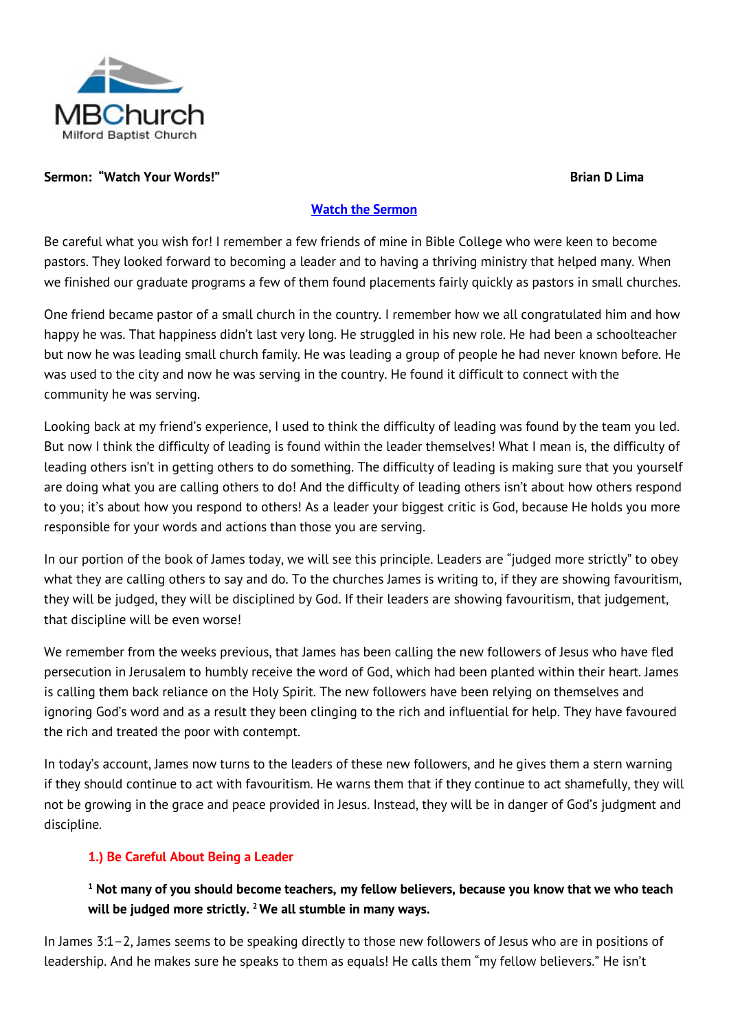**MBChurch**
Milford Baptist Church

**Sermon: "Watch Your Words!"** **Brian D Lima**

[Watch the Sermon]

Be careful what you wish for! I remember a few friends of mine in Bible College who were keen to become pastors. They looked forward to becoming a leader and to having a thriving ministry that helped many. When we finished our graduate programs a few of them found placements fairly quickly as pastors in small churches.

One friend became pastor of a small church in the country. I remember how we all congratulated him and how happy he was. That happiness didn't last very long. He struggled in his new role. He had been a schoolteacher but now he was leading small church family. He was leading a group of people he had never known before. He was used to the city and now he was serving in the country. He found it difficult to connect with the community he was serving.

Looking back at my friend's experience, I used to think the difficulty of leading was found by the team you led. But now I think the difficulty of leading is found within the leader themselves! What I mean is, the difficulty of leading others isn't in getting others to do something. The difficulty of leading is making sure that you yourself are doing what you are calling others to do! And the difficulty of leading others isn't about how others respond to you; it's about how you respond to others! As a leader your biggest critic is God, because He holds you more responsible for your words and actions than those you are serving.

In our portion of the book of James today, we will see this principle. Leaders are "judged more strictly" to obey what they are calling others to say and do. To the churches James is writing to, if they are showing favouritism, they will be judged, they will be disciplined by God. If their leaders are showing favouritism, that judgement, that discipline will be even worse!

We remember from the weeks previous, that James has been calling the new followers of Jesus who have fled persecution in Jerusalem to humbly receive the word of God, which had been planted within their heart. James is calling them back reliance on the Holy Spirit. The new followers have been relying on themselves and ignoring God's word and as a result they been clinging to the rich and influential for help. They have favoured the rich and treated the poor with contempt.

In today's account, James now turns to the leaders of these new followers, and he gives them a stern warning if they should continue to act with favouritism. He warns them that if they continue to act shamefully, they will not be growing in the grace and peace provided in Jesus. Instead, they will be in danger of God's judgment and discipline.

### 1.) Be Careful About Being a Leader

> **[1] Not many of you should become teachers, my fellow believers, because you know that we who teach will be judged more strictly. [2] We all stumble in many ways.**

In James 3:1–2, James seems to be speaking directly to those new followers of Jesus who are in positions of leadership. And he makes sure he speaks to them as equals! He calls them "my fellow believers." He isn't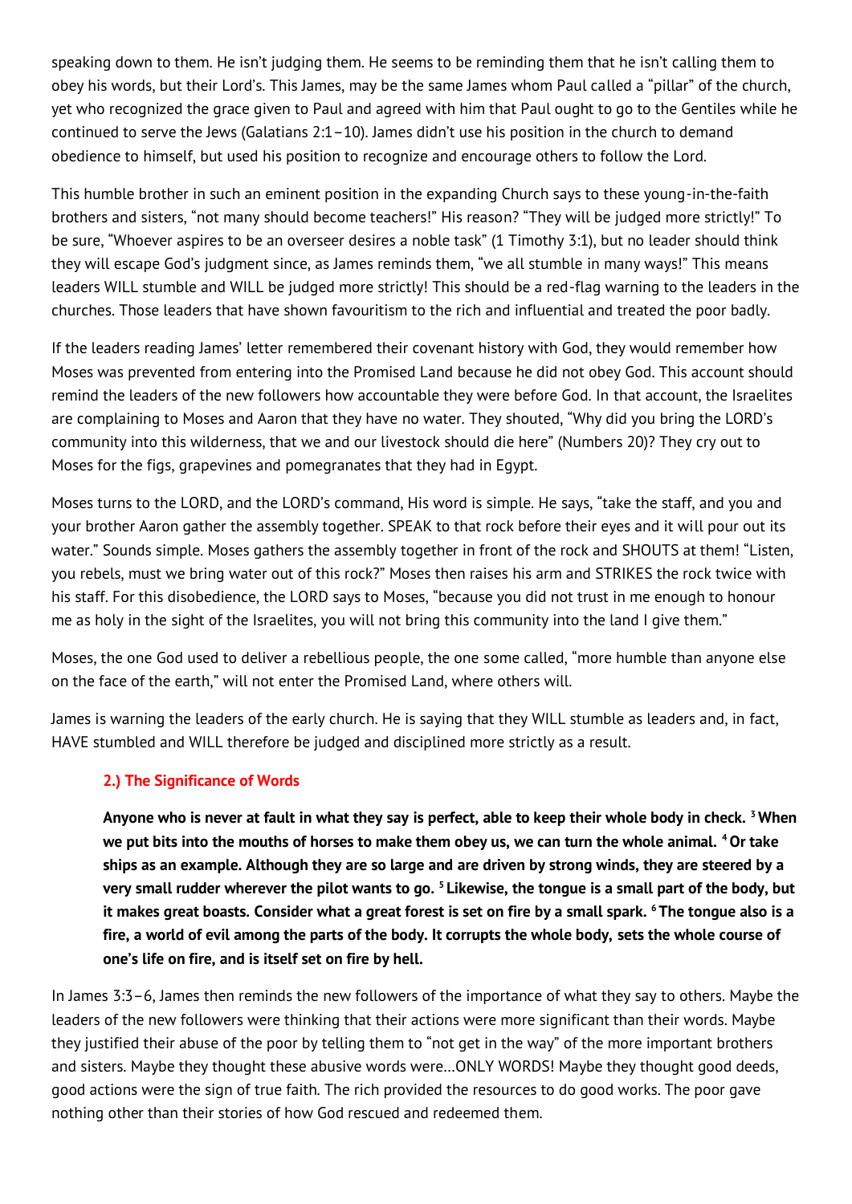speaking down to them. He isn't judging them. He seems to be reminding them that he isn't calling them to obey his words, but their Lord's. This James, may be the same James whom Paul called a "pillar" of the church, yet who recognized the grace given to Paul and agreed with him that Paul ought to go to the Gentiles while he continued to serve the Jews (Galatians 2:1–10). James didn't use his position in the church to demand obedience to himself, but used his position to recognize and encourage others to follow the Lord.

This humble brother in such an eminent position in the expanding Church says to these young-in-the-faith brothers and sisters, "not many should become teachers!" His reason? "They will be judged more strictly!" To be sure, "Whoever aspires to be an overseer desires a noble task" (1 Timothy 3:1), but no leader should think they will escape God's judgment since, as James reminds them, "we all stumble in many ways!" This means leaders WILL stumble and WILL be judged more strictly! This should be a red-flag warning to the leaders in the churches. Those leaders that have shown favouritism to the rich and influential and treated the poor badly.

If the leaders reading James' letter remembered their covenant history with God, they would remember how Moses was prevented from entering into the Promised Land because he did not obey God. This account should remind the leaders of the new followers how accountable they were before God. In that account, the Israelites are complaining to Moses and Aaron that they have no water. They shouted, "Why did you bring the LORD's community into this wilderness, that we and our livestock should die here" (Numbers 20)? They cry out to Moses for the figs, grapevines and pomegranates that they had in Egypt.

Moses turns to the LORD, and the LORD's command, His word is simple. He says, "take the staff, and you and your brother Aaron gather the assembly together. SPEAK to that rock before their eyes and it will pour out its water." Sounds simple. Moses gathers the assembly together in front of the rock and SHOUTS at them! "Listen, you rebels, must we bring water out of this rock?" Moses then raises his arm and STRIKES the rock twice with his staff. For this disobedience, the LORD says to Moses, "because you did not trust in me enough to honour me as holy in the sight of the Israelites, you will not bring this community into the land I give them."

Moses, the one God used to deliver a rebellious people, the one some called, "more humble than anyone else on the face of the earth," will not enter the Promised Land, where others will.

James is warning the leaders of the early church. He is saying that they WILL stumble as leaders and, in fact, HAVE stumbled and WILL therefore be judged and disciplined more strictly as a result.

### 2.) The Significance of Words

> **Anyone who is never at fault in what they say is perfect, able to keep their whole body in check. [3] When we put bits into the mouths of horses to make them obey us, we can turn the whole animal. [4] Or take ships as an example. Although they are so large and are driven by strong winds, they are steered by a very small rudder wherever the pilot wants to go. [5] Likewise, the tongue is a small part of the body, but it makes great boasts. Consider what a great forest is set on fire by a small spark. [6] The tongue also is a fire, a world of evil among the parts of the body. It corrupts the whole body, sets the whole course of one's life on fire, and is itself set on fire by hell.**

In James 3:3–6, James then reminds the new followers of the importance of what they say to others. Maybe the leaders of the new followers were thinking that their actions were more significant than their words. Maybe they justified their abuse of the poor by telling them to "not get in the way" of the more important brothers and sisters. Maybe they thought these abusive words were…ONLY WORDS! Maybe they thought good deeds, good actions were the sign of true faith. The rich provided the resources to do good works. The poor gave nothing other than their stories of how God rescued and redeemed them.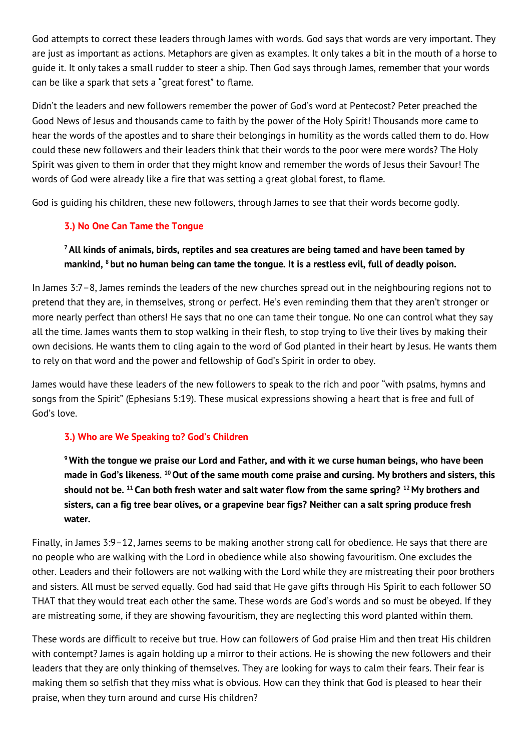God attempts to correct these leaders through James with words. God says that words are very important. They are just as important as actions. Metaphors are given as examples. It only takes a bit in the mouth of a horse to guide it. It only takes a small rudder to steer a ship. Then God says through James, remember that your words can be like a spark that sets a "great forest" to flame.

Didn't the leaders and new followers remember the power of God's word at Pentecost? Peter preached the Good News of Jesus and thousands came to faith by the power of the Holy Spirit! Thousands more came to hear the words of the apostles and to share their belongings in humility as the words called them to do. How could these new followers and their leaders think that their words to the poor were mere words? The Holy Spirit was given to them in order that they might know and remember the words of Jesus their Savour! The words of God were already like a fire that was setting a great global forest, to flame.

God is guiding his children, these new followers, through James to see that their words become godly.

### 3.) No One Can Tame the Tongue

> **[7] All kinds of animals, birds, reptiles and sea creatures are being tamed and have been tamed by mankind, [8] but no human being can tame the tongue. It is a restless evil, full of deadly poison.**

In James 3:7–8, James reminds the leaders of the new churches spread out in the neighbouring regions not to pretend that they are, in themselves, strong or perfect. He's even reminding them that they aren't stronger or more nearly perfect than others! He says that no one can tame their tongue. No one can control what they say all the time. James wants them to stop walking in their flesh, to stop trying to live their lives by making their own decisions. He wants them to cling again to the word of God planted in their heart by Jesus. He wants them to rely on that word and the power and fellowship of God's Spirit in order to obey.

James would have these leaders of the new followers to speak to the rich and poor "with psalms, hymns and songs from the Spirit" (Ephesians 5:19). These musical expressions showing a heart that is free and full of God's love.

### 3.) Who are We Speaking to? God's Children

> **[9] With the tongue we praise our Lord and Father, and with it we curse human beings, who have been made in God's likeness. [10] Out of the same mouth come praise and cursing. My brothers and sisters, this should not be. [11] Can both fresh water and salt water flow from the same spring? [12] My brothers and sisters, can a fig tree bear olives, or a grapevine bear figs? Neither can a salt spring produce fresh water.**

Finally, in James 3:9–12, James seems to be making another strong call for obedience. He says that there are no people who are walking with the Lord in obedience while also showing favouritism. One excludes the other. Leaders and their followers are not walking with the Lord while they are mistreating their poor brothers and sisters. All must be served equally. God had said that He gave gifts through His Spirit to each follower SO THAT that they would treat each other the same. These words are God's words and so must be obeyed. If they are mistreating some, if they are showing favouritism, they are neglecting this word planted within them.

These words are difficult to receive but true. How can followers of God praise Him and then treat His children with contempt? James is again holding up a mirror to their actions. He is showing the new followers and their leaders that they are only thinking of themselves. They are looking for ways to calm their fears. Their fear is making them so selfish that they miss what is obvious. How can they think that God is pleased to hear their praise, when they turn around and curse His children?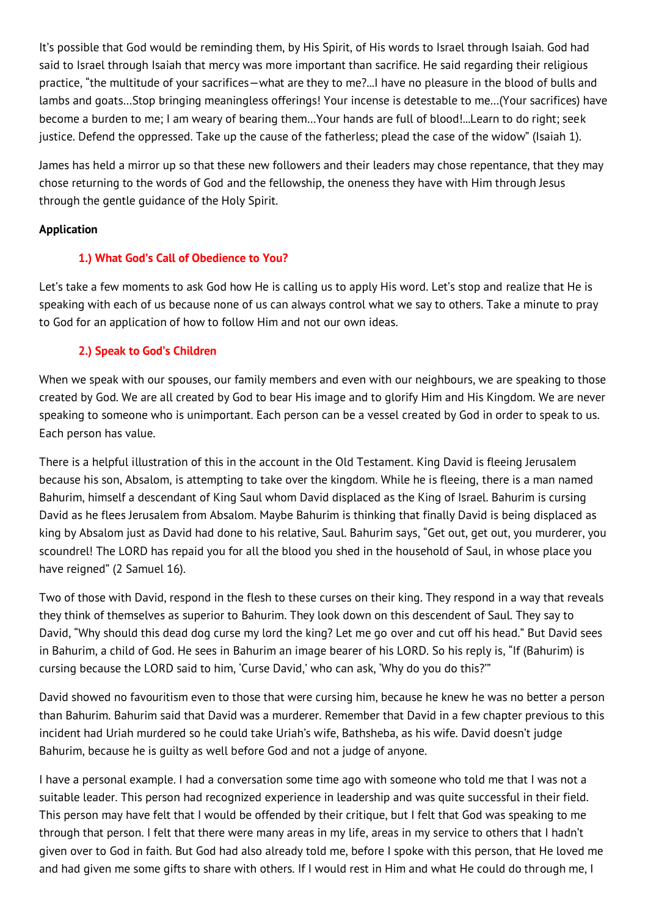It's possible that God would be reminding them, by His Spirit, of His words to Israel through Isaiah. God had said to Israel through Isaiah that mercy was more important than sacrifice. He said regarding their religious practice, "the multitude of your sacrifices—what are they to me?...I have no pleasure in the blood of bulls and lambs and goats...Stop bringing meaningless offerings! Your incense is detestable to me...(Your sacrifices) have become a burden to me; I am weary of bearing them...Your hands are full of blood!...Learn to do right; seek justice. Defend the oppressed. Take up the cause of the fatherless; plead the case of the widow" (Isaiah 1).

James has held a mirror up so that these new followers and their leaders may chose repentance, that they may chose returning to the words of God and the fellowship, the oneness they have with Him through Jesus through the gentle guidance of the Holy Spirit.

**Application**

### 1.) What God's Call of Obedience to You?

Let's take a few moments to ask God how He is calling us to apply His word. Let's stop and realize that He is speaking with each of us because none of us can always control what we say to others. Take a minute to pray to God for an application of how to follow Him and not our own ideas.

### 2.) Speak to God's Children

When we speak with our spouses, our family members and even with our neighbours, we are speaking to those created by God. We are all created by God to bear His image and to glorify Him and His Kingdom. We are never speaking to someone who is unimportant. Each person can be a vessel created by God in order to speak to us. Each person has value.

There is a helpful illustration of this in the account in the Old Testament. King David is fleeing Jerusalem because his son, Absalom, is attempting to take over the kingdom. While he is fleeing, there is a man named Bahurim, himself a descendant of King Saul whom David displaced as the King of Israel. Bahurim is cursing David as he flees Jerusalem from Absalom. Maybe Bahurim is thinking that finally David is being displaced as king by Absalom just as David had done to his relative, Saul. Bahurim says, "Get out, get out, you murderer, you scoundrel! The LORD has repaid you for all the blood you shed in the household of Saul, in whose place you have reigned" (2 Samuel 16).

Two of those with David, respond in the flesh to these curses on their king. They respond in a way that reveals they think of themselves as superior to Bahurim. They look down on this descendent of Saul. They say to David, "Why should this dead dog curse my lord the king? Let me go over and cut off his head." But David sees in Bahurim, a child of God. He sees in Bahurim an image bearer of his LORD. So his reply is, "If (Bahurim) is cursing because the LORD said to him, 'Curse David,' who can ask, 'Why do you do this?'"

David showed no favouritism even to those that were cursing him, because he knew he was no better a person than Bahurim. Bahurim said that David was a murderer. Remember that David in a few chapter previous to this incident had Uriah murdered so he could take Uriah's wife, Bathsheba, as his wife. David doesn't judge Bahurim, because he is guilty as well before God and not a judge of anyone.

I have a personal example. I had a conversation some time ago with someone who told me that I was not a suitable leader. This person had recognized experience in leadership and was quite successful in their field. This person may have felt that I would be offended by their critique, but I felt that God was speaking to me through that person. I felt that there were many areas in my life, areas in my service to others that I hadn't given over to God in faith. But God had also already told me, before I spoke with this person, that He loved me and had given me some gifts to share with others. If I would rest in Him and what He could do through me, I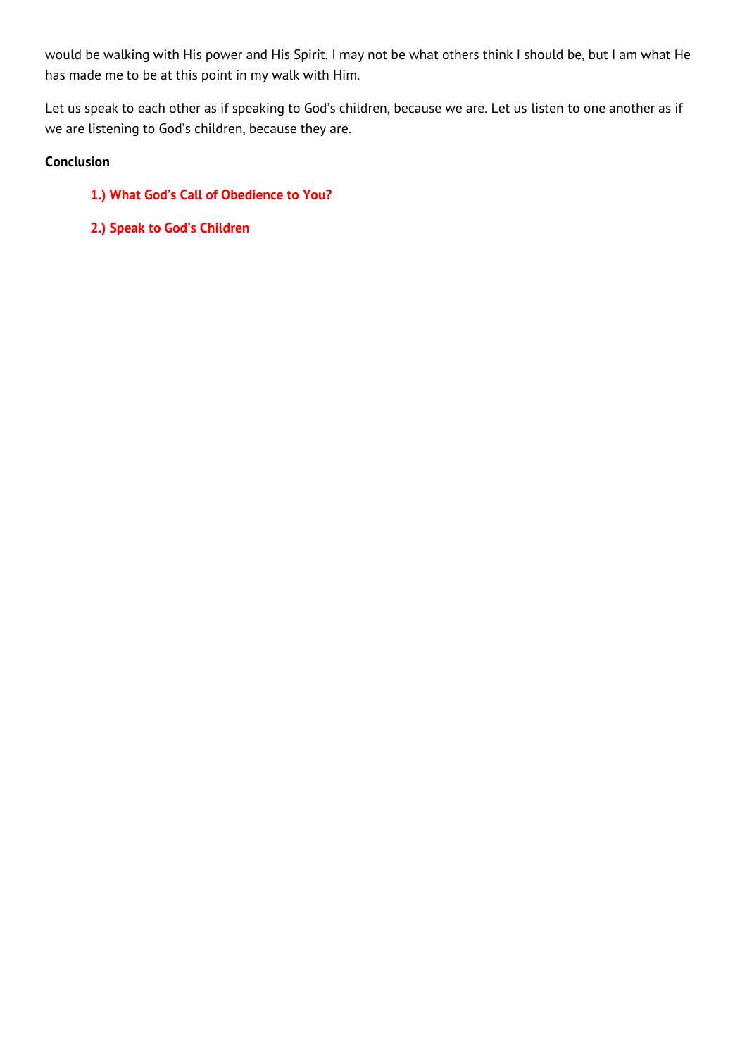would be walking with His power and His Spirit. I may not be what others think I should be, but I am what He has made me to be at this point in my walk with Him.

Let us speak to each other as if speaking to God's children, because we are. Let us listen to one another as if we are listening to God's children, because they are.

**Conclusion**

**1.) What God's Call of Obedience to You?**

**2.) Speak to God's Children**